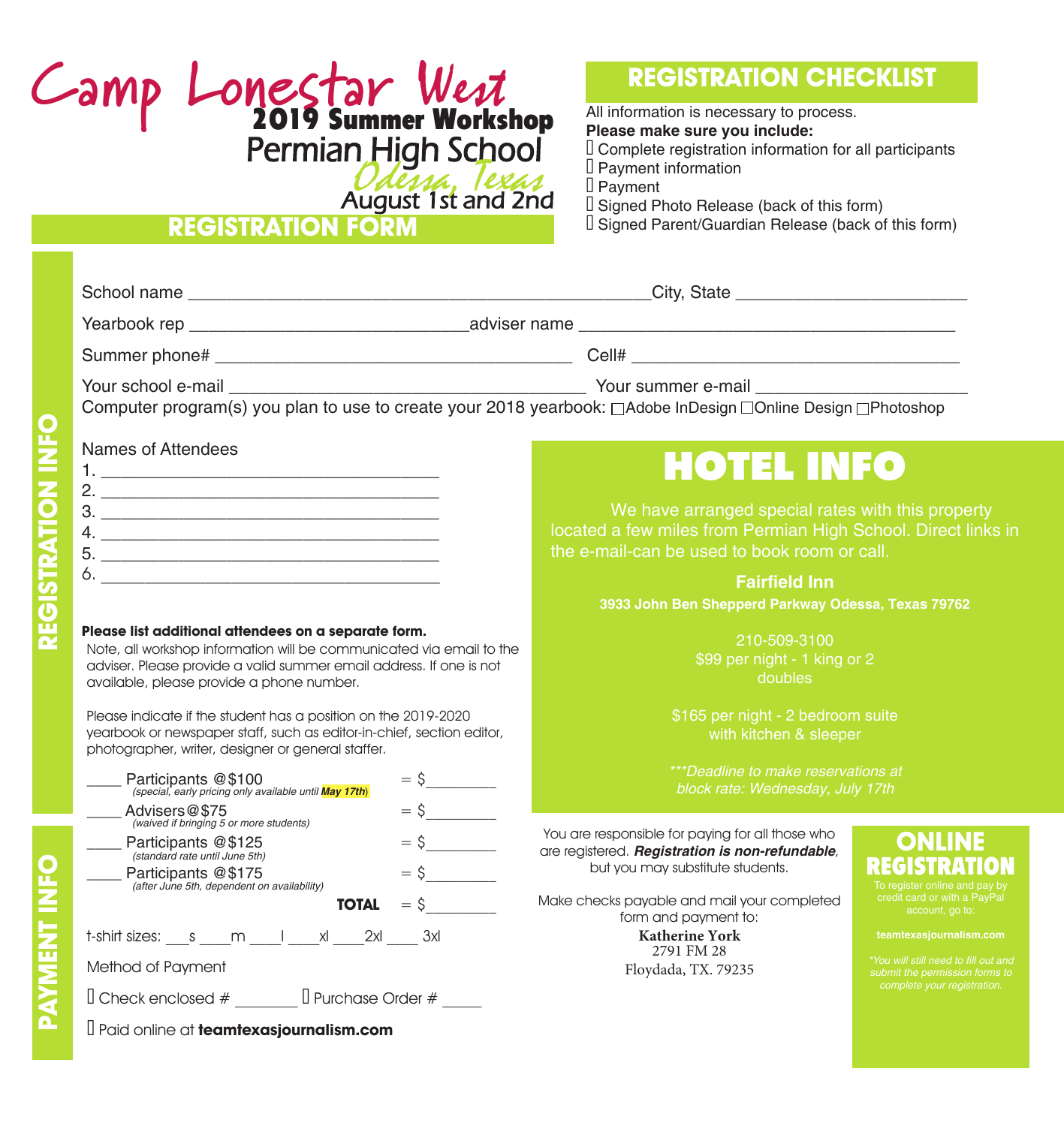# Camp Lonestar West

**2019 Summer Workshop**

Permian High School

Odessa, Texas

August 1st and 2nd

## REGISTRATION FORM

## REGISTRATION CHECKLIST

All information is necessary to process.

**Please make sure you include:**

- ☐ Complete registration information for all participants
- ☐ Payment information
- ☐ Payment
- ☐ Signed Photo Release (back of this form)
- ☐ Signed Parent/Guardian Release (back of this form)

## REGISTRATION INFO

School name ______________________________________________City, State _______________________

Yearbook rep ____________________________adviser name ______________________________________

Summer phone# ___________________________________ Cell# __________________________________

Your school e-mail ____________________________________ Your summer e-mail ____________________

Computer program(s) you plan to use to create your 2018 yearbook: ☐Adobe InDesign ☐Online Design ☐Photoshop

Names of Attendees

1. ___________________________________
2. ___________________________________
3. ___________________________________
4. ___________________________________
5. ___________________________________
6. ___________________________________

**Please list additional attendees on a separate form.**

Note, all workshop information will be communicated via email to the adviser. Please provide a valid summer email address. If one is not available, please provide a phone number.

Please indicate if the student has a position on the 2019-2020 yearbook or newspaper staff, such as editor-in-chief, section editor, photographer, writer, designer or general staffer.

## HOTEL INFO

We have arranged special rates with this property located a few miles from Permian High School. Direct links in the e-mail-can be used to book room or call.

**Fairfield Inn**

**3933 John Ben Sheppered Parkway Odessa, Texas 79762**

210-509-3100

$99 per night - 1 king or 2 doubles

$165 per night - 2 bedroom suite with kitchen & sleeper

*\*\*\*Deadline to make reservations at block rate: Wednesday, July 17th*

## PAYMENT INFO

____ Participants @$100 = $________
*(special, early pricing only available until **May 17th**)*

____ Advisers@$75 = $________
*(waived if bringing 5 or more students)*

____ Participants @$125 = $________
*(standard rate until June 5th)*

____ Participants @$175 = $________
*(after June 5th, dependent on availability)*

**TOTAL** = $________

t-shirt sizes: ___s ____m ____l ____xl ____2xl ____ 3xl

Method of Payment

☐ Check enclosed # _______ ☐ Purchase Order # _____

☐ Paid online at **teamtexasjournalism.com**

You are responsible for paying for all those who are registered. ***Registration is non-refundable***, but you may substitute students.

Make checks payable and mail your completed form and payment to:

**Katherine York**
2791 FM 28
Floydada, TX. 79235

## ONLINE REGISTRATION

To register online and pay by credit card or with a PayPal account, go to:

**teamtexasjournalism.com**

*\*You will still need to fill out and submit the permission forms to complete your registration.*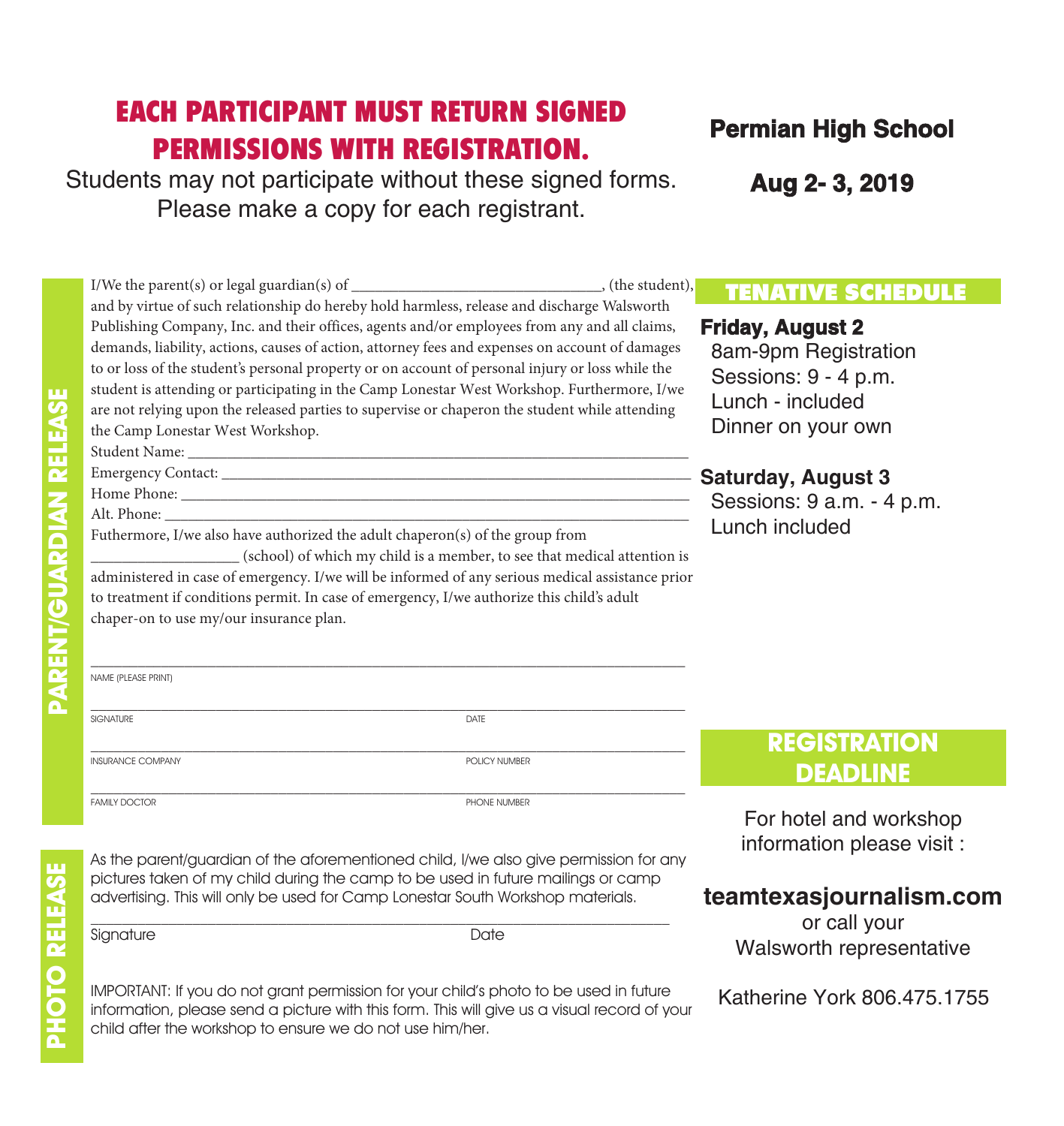# EACH PARTICIPANT MUST RETURN SIGNED PERMISSIONS WITH REGISTRATION.

Students may not participate without these signed forms.
Please make a copy for each registrant.

**Permian High School**

**Aug 2- 3, 2019**

## PARENT/GUARDIAN RELEASE

I/We the parent(s) or legal guardian(s) of ______________________________, (the student), and by virtue of such relationship do hereby hold harmless, release and discharge Walsworth Publishing Company, Inc. and their offices, agents and/or employees from any and all claims, demands, liability, actions, causes of action, attorney fees and expenses on account of damages to or loss of the student's personal property or on account of personal injury or loss while the student is attending or participating in the Camp Lonestar West Workshop. Furthermore, I/we are not relying upon the released parties to supervise or chaperon the student while attending the Camp Lonestar West Workshop.

Student Name: ____________________________________________________________

Emergency Contact: ________________________________________________________

Home Phone: _____________________________________________________________

Alt. Phone: _______________________________________________________________

Futhermore, I/we also have authorized the adult chaperon(s) of the group from __________________ (school) of which my child is a member, to see that medical attention is administered in case of emergency. I/we will be informed of any serious medical assistance prior to treatment if conditions permit. In case of emergency, I/we authorize this child's adult chaper-on to use my/our insurance plan.

______________________________________________________________________

NAME (PLEASE PRINT)

______________________________________________________________________

SIGNATURE DATE

______________________________________________________________________

INSURANCE COMPANY POLICY NUMBER

______________________________________________________________________

FAMILY DOCTOR PHONE NUMBER

## PHOTO RELEASE

As the parent/guardian of the aforementioned child, I/we also give permission for any pictures taken of my child during the camp to be used in future mailings or camp advertising. This will only be used for Camp Lonestar South Workshop materials.

______________________________________________________________________

Signature Date

IMPORTANT: If you do not grant permission for your child's photo to be used in future information, please send a picture with this form. This will give us a visual record of your child after the workshop to ensure we do not use him/her.

## TENATIVE SCHEDULE

**Friday, August 2**
- 8am-9pm Registration
- Sessions: 9 - 4 p.m.
- Lunch - included
- Dinner on your own

**Saturday, August 3**
- Sessions: 9 a.m. - 4 p.m.
- Lunch included

## REGISTRATION DEADLINE

For hotel and workshop information please visit :

**teamtexasjournalism.com**
or call your
Walsworth representative

Katherine York 806.475.1755